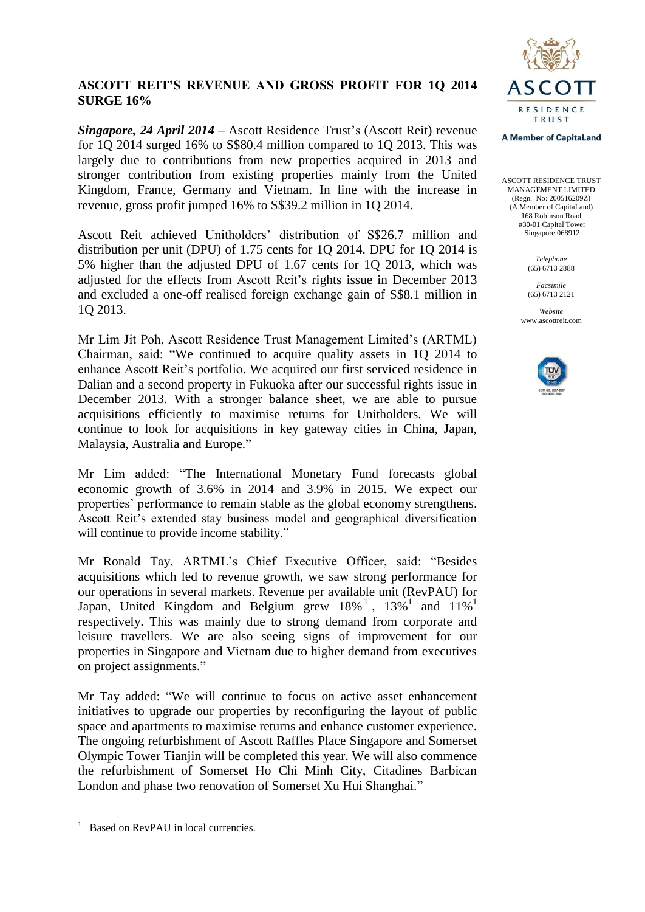# ASCOTT REIT'S REVENUE AND GROSS PROFIT FOR 1Q 2014 SURGE 16%

ASCOTT RESIDENCE TRUST MANAGEMENT LIMITED
(Regn. No: 200516209Z)
(A Member of CapitaLand)
168 Robinson Road
#30-01 Capital Tower
Singapore 068912

*Telephone*
(65) 6713 2888

*Facsimile*
(65) 6713 2121

*Website*
www.ascottreit.com

***Singapore, 24 April 2014*** – Ascott Residence Trust's (Ascott Reit) revenue for 1Q 2014 surged 16% to S$80.4 million compared to 1Q 2013. This was largely due to contributions from new properties acquired in 2013 and stronger contribution from existing properties mainly from the United Kingdom, France, Germany and Vietnam. In line with the increase in revenue, gross profit jumped 16% to S$39.2 million in 1Q 2014.

Ascott Reit achieved Unitholders' distribution of S$26.7 million and distribution per unit (DPU) of 1.75 cents for 1Q 2014. DPU for 1Q 2014 is 5% higher than the adjusted DPU of 1.67 cents for 1Q 2013, which was adjusted for the effects from Ascott Reit's rights issue in December 2013 and excluded a one-off realised foreign exchange gain of S$8.1 million in 1Q 2013.

Mr Lim Jit Poh, Ascott Residence Trust Management Limited's (ARTML) Chairman, said: "We continued to acquire quality assets in 1Q 2014 to enhance Ascott Reit's portfolio. We acquired our first serviced residence in Dalian and a second property in Fukuoka after our successful rights issue in December 2013. With a stronger balance sheet, we are able to pursue acquisitions efficiently to maximise returns for Unitholders. We will continue to look for acquisitions in key gateway cities in China, Japan, Malaysia, Australia and Europe."

Mr Lim added: "The International Monetary Fund forecasts global economic growth of 3.6% in 2014 and 3.9% in 2015. We expect our properties' performance to remain stable as the global economy strengthens. Ascott Reit's extended stay business model and geographical diversification will continue to provide income stability."

Mr Ronald Tay, ARTML's Chief Executive Officer, said: "Besides acquisitions which led to revenue growth, we saw strong performance for our operations in several markets. Revenue per available unit (RevPAU) for Japan, United Kingdom and Belgium grew 18%[1], 13%[1] and 11%[1] respectively. This was mainly due to strong demand from corporate and leisure travellers. We are also seeing signs of improvement for our properties in Singapore and Vietnam due to higher demand from executives on project assignments."

Mr Tay added: "We will continue to focus on active asset enhancement initiatives to upgrade our properties by reconfiguring the layout of public space and apartments to maximise returns and enhance customer experience. The ongoing refurbishment of Ascott Raffles Place Singapore and Somerset Olympic Tower Tianjin will be completed this year. We will also commence the refurbishment of Somerset Ho Chi Minh City, Citadines Barbican London and phase two renovation of Somerset Xu Hui Shanghai."

---

[1] Based on RevPAU in local currencies.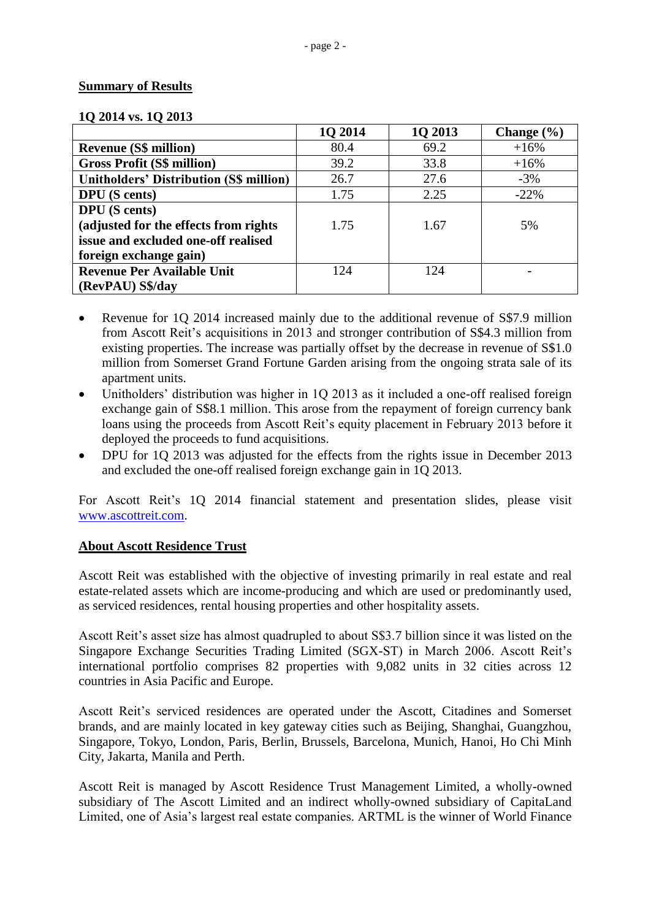## Summary of Results

**1Q 2014 vs. 1Q 2013**

| | 1Q 2014 | 1Q 2013 | Change (%) |
|---|---|---|---|
| **Revenue (S$ million)** | 80.4 | 69.2 | +16% |
| **Gross Profit (S$ million)** | 39.2 | 33.8 | +16% |
| **Unitholders' Distribution (S$ million)** | 26.7 | 27.6 | -3% |
| **DPU (S cents)** | 1.75 | 2.25 | -22% |
| **DPU (S cents) (adjusted for the effects from rights issue and excluded one-off realised foreign exchange gain)** | 1.75 | 1.67 | 5% |
| **Revenue Per Available Unit (RevPAU) S$/day** | 124 | 124 | - |

- Revenue for 1Q 2014 increased mainly due to the additional revenue of S$7.9 million from Ascott Reit's acquisitions in 2013 and stronger contribution of S$4.3 million from existing properties. The increase was partially offset by the decrease in revenue of S$1.0 million from Somerset Grand Fortune Garden arising from the ongoing strata sale of its apartment units.
- Unitholders' distribution was higher in 1Q 2013 as it included a one-off realised foreign exchange gain of S$8.1 million. This arose from the repayment of foreign currency bank loans using the proceeds from Ascott Reit's equity placement in February 2013 before it deployed the proceeds to fund acquisitions.
- DPU for 1Q 2013 was adjusted for the effects from the rights issue in December 2013 and excluded the one-off realised foreign exchange gain in 1Q 2013.

For Ascott Reit's 1Q 2014 financial statement and presentation slides, please visit www.ascottreit.com.

## About Ascott Residence Trust

Ascott Reit was established with the objective of investing primarily in real estate and real estate-related assets which are income-producing and which are used or predominantly used, as serviced residences, rental housing properties and other hospitality assets.

Ascott Reit's asset size has almost quadrupled to about S$3.7 billion since it was listed on the Singapore Exchange Securities Trading Limited (SGX-ST) in March 2006. Ascott Reit's international portfolio comprises 82 properties with 9,082 units in 32 cities across 12 countries in Asia Pacific and Europe.

Ascott Reit's serviced residences are operated under the Ascott, Citadines and Somerset brands, and are mainly located in key gateway cities such as Beijing, Shanghai, Guangzhou, Singapore, Tokyo, London, Paris, Berlin, Brussels, Barcelona, Munich, Hanoi, Ho Chi Minh City, Jakarta, Manila and Perth.

Ascott Reit is managed by Ascott Residence Trust Management Limited, a wholly-owned subsidiary of The Ascott Limited and an indirect wholly-owned subsidiary of CapitaLand Limited, one of Asia's largest real estate companies. ARTML is the winner of World Finance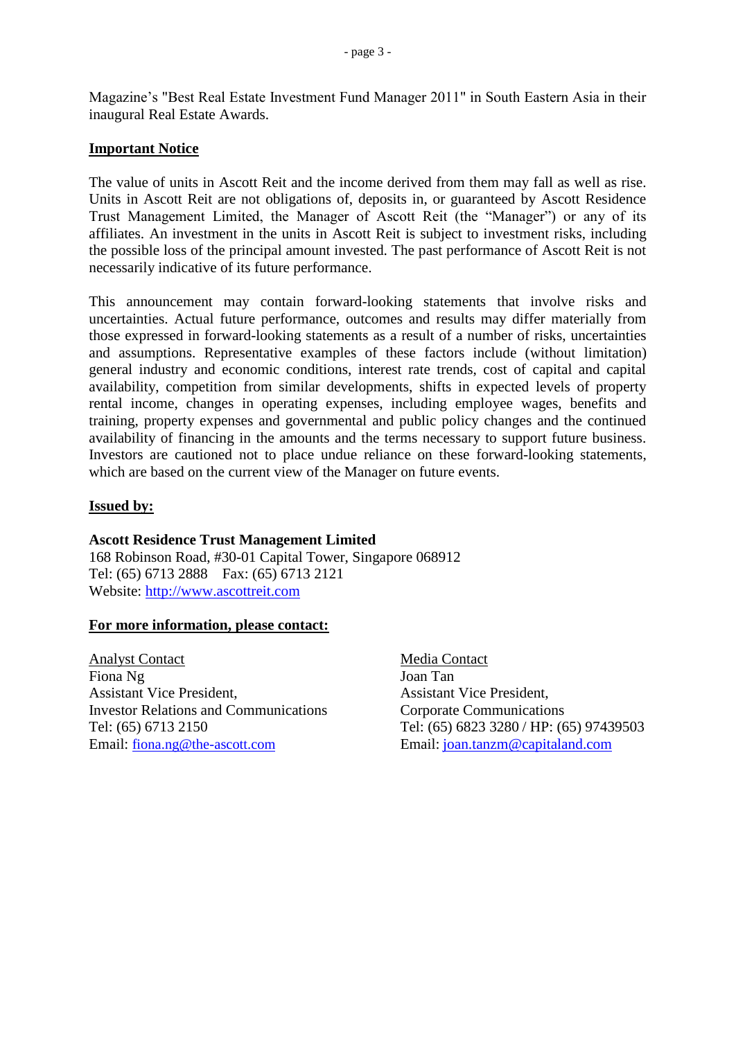Magazine's "Best Real Estate Investment Fund Manager 2011" in South Eastern Asia in their inaugural Real Estate Awards.

**Important Notice**

The value of units in Ascott Reit and the income derived from them may fall as well as rise. Units in Ascott Reit are not obligations of, deposits in, or guaranteed by Ascott Residence Trust Management Limited, the Manager of Ascott Reit (the "Manager") or any of its affiliates. An investment in the units in Ascott Reit is subject to investment risks, including the possible loss of the principal amount invested. The past performance of Ascott Reit is not necessarily indicative of its future performance.

This announcement may contain forward-looking statements that involve risks and uncertainties. Actual future performance, outcomes and results may differ materially from those expressed in forward-looking statements as a result of a number of risks, uncertainties and assumptions. Representative examples of these factors include (without limitation) general industry and economic conditions, interest rate trends, cost of capital and capital availability, competition from similar developments, shifts in expected levels of property rental income, changes in operating expenses, including employee wages, benefits and training, property expenses and governmental and public policy changes and the continued availability of financing in the amounts and the terms necessary to support future business. Investors are cautioned not to place undue reliance on these forward-looking statements, which are based on the current view of the Manager on future events.

**Issued by:**

**Ascott Residence Trust Management Limited**
168 Robinson Road, #30-01 Capital Tower, Singapore 068912
Tel: (65) 6713 2888 Fax: (65) 6713 2121
Website: http://www.ascottreit.com

**For more information, please contact:**

Analyst Contact
Fiona Ng
Assistant Vice President,
Investor Relations and Communications
Tel: (65) 6713 2150
Email: fiona.ng@the-ascott.com

Media Contact
Joan Tan
Assistant Vice President,
Corporate Communications
Tel: (65) 6823 3280 / HP: (65) 97439503
Email: joan.tanzm@capitaland.com